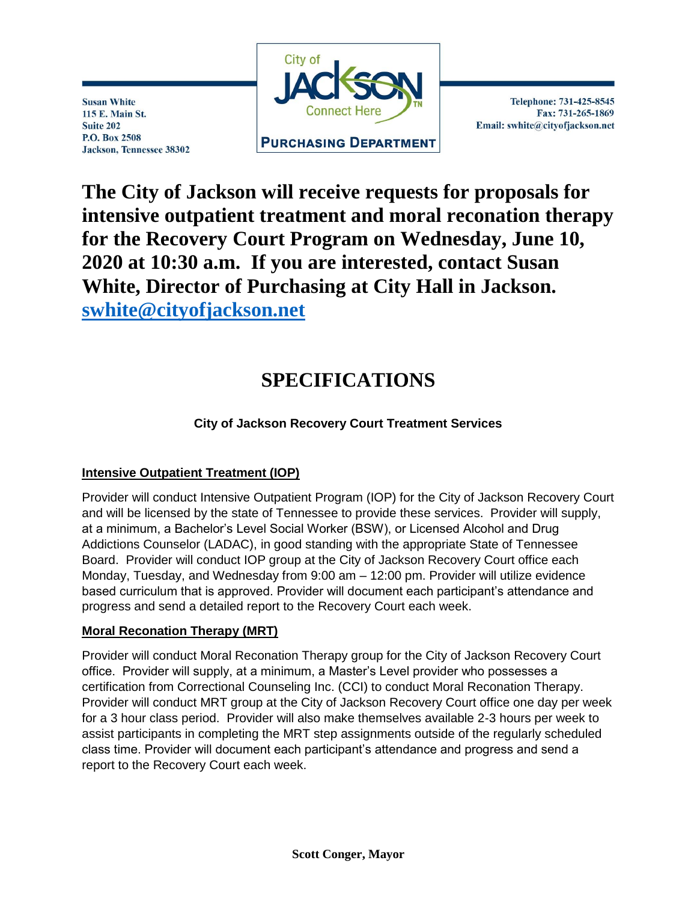Susan White
115 E. Main St.
Suite 202
P.O. Box 2508
Jackson, Tennessee 38302

City of JACKSON TN Connect Here

PURCHASING DEPARTMENT

Telephone: 731-425-8545
Fax: 731-265-1869
Email: swhite@cityofjackson.net

**The City of Jackson will receive requests for proposals for intensive outpatient treatment and moral reconation therapy for the Recovery Court Program on Wednesday, June 10, 2020 at 10:30 a.m. If you are interested, contact Susan White, Director of Purchasing at City Hall in Jackson. swhite@cityofjackson.net**

# SPECIFICATIONS

**City of Jackson Recovery Court Treatment Services**

**Intensive Outpatient Treatment (IOP)**

Provider will conduct Intensive Outpatient Program (IOP) for the City of Jackson Recovery Court and will be licensed by the state of Tennessee to provide these services. Provider will supply, at a minimum, a Bachelor's Level Social Worker (BSW), or Licensed Alcohol and Drug Addictions Counselor (LADAC), in good standing with the appropriate State of Tennessee Board. Provider will conduct IOP group at the City of Jackson Recovery Court office each Monday, Tuesday, and Wednesday from 9:00 am – 12:00 pm. Provider will utilize evidence based curriculum that is approved. Provider will document each participant's attendance and progress and send a detailed report to the Recovery Court each week.

**Moral Reconation Therapy (MRT)**

Provider will conduct Moral Reconation Therapy group for the City of Jackson Recovery Court office. Provider will supply, at a minimum, a Master's Level provider who possesses a certification from Correctional Counseling Inc. (CCI) to conduct Moral Reconation Therapy. Provider will conduct MRT group at the City of Jackson Recovery Court office one day per week for a 3 hour class period. Provider will also make themselves available 2-3 hours per week to assist participants in completing the MRT step assignments outside of the regularly scheduled class time. Provider will document each participant's attendance and progress and send a report to the Recovery Court each week.

**Scott Conger, Mayor**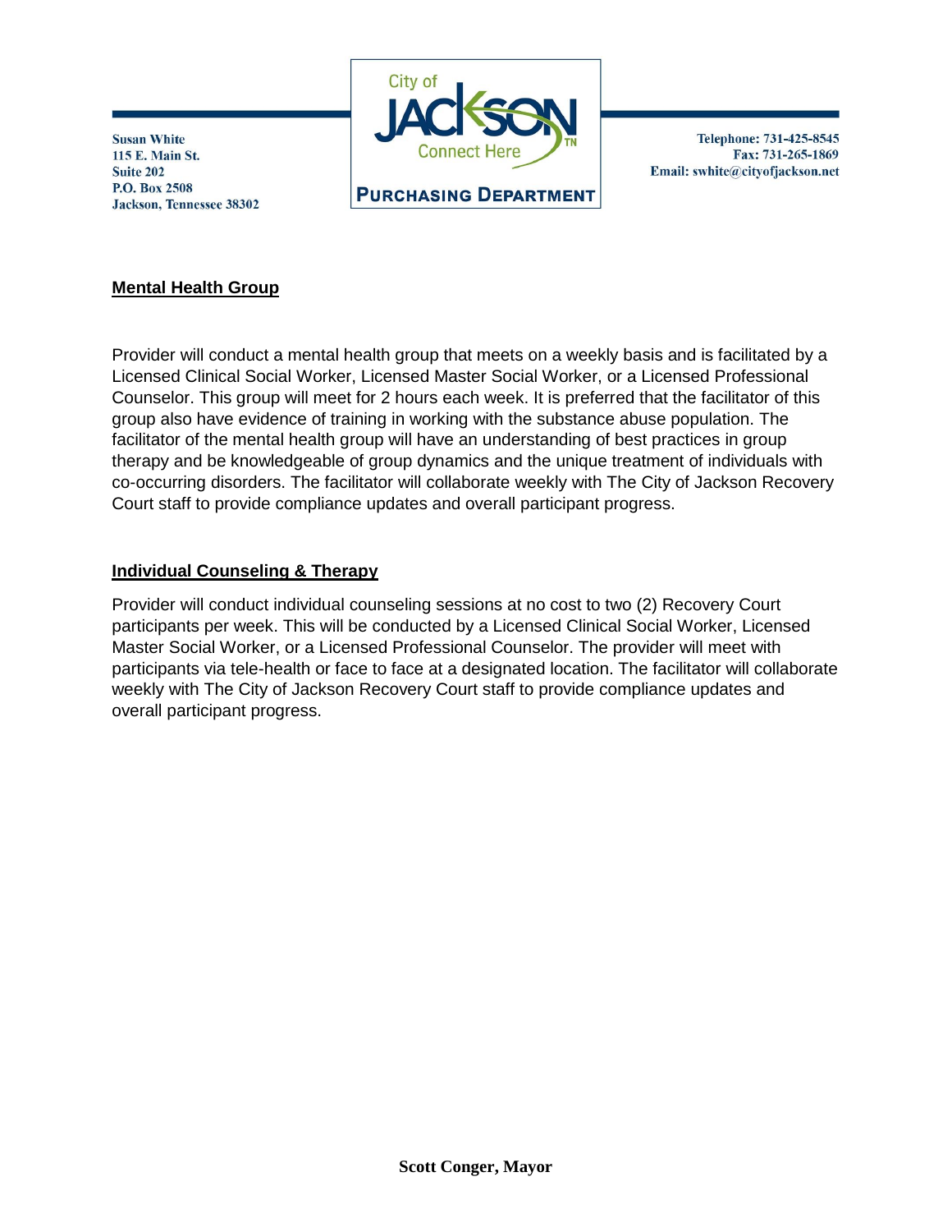Susan White
115 E. Main St.
Suite 202
P.O. Box 2508
Jackson, Tennessee 38302

City of JACKSON TN Connect Here

PURCHASING DEPARTMENT

Telephone: 731-425-8545
Fax: 731-265-1869
Email: swhite@cityofjackson.net

**Mental Health Group**

Provider will conduct a mental health group that meets on a weekly basis and is facilitated by a Licensed Clinical Social Worker, Licensed Master Social Worker, or a Licensed Professional Counselor. This group will meet for 2 hours each week. It is preferred that the facilitator of this group also have evidence of training in working with the substance abuse population. The facilitator of the mental health group will have an understanding of best practices in group therapy and be knowledgeable of group dynamics and the unique treatment of individuals with co-occurring disorders. The facilitator will collaborate weekly with The City of Jackson Recovery Court staff to provide compliance updates and overall participant progress.

**Individual Counseling & Therapy**

Provider will conduct individual counseling sessions at no cost to two (2) Recovery Court participants per week. This will be conducted by a Licensed Clinical Social Worker, Licensed Master Social Worker, or a Licensed Professional Counselor. The provider will meet with participants via tele-health or face to face at a designated location. The facilitator will collaborate weekly with The City of Jackson Recovery Court staff to provide compliance updates and overall participant progress.

**Scott Conger, Mayor**